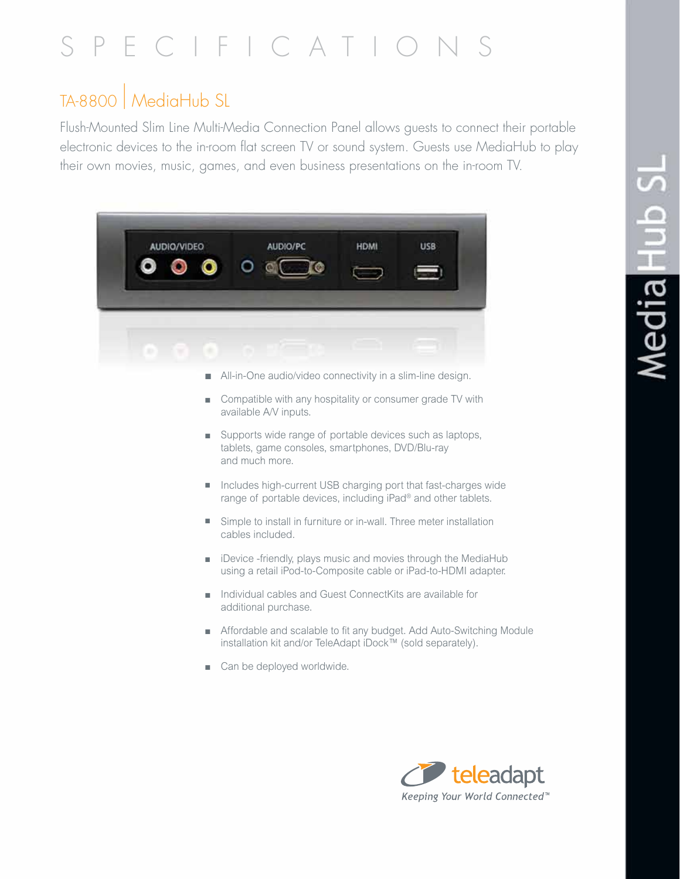# SPECIFICATIONS

## TA-8800 | MediaHub SL

Flush-Mounted Slim Line Multi-Media Connection Panel allows guests to connect their portable electronic devices to the in-room flat screen TV or sound system. Guests use MediaHub to play their own movies, music, games, and even business presentations on the in-room TV.

- All-in-One audio/video connectivity in a slim-line design.
- Compatible with any hospitality or consumer grade TV with available A/V inputs.
- Supports wide range of portable devices such as laptops, tablets, game consoles, smartphones, DVD/Blu-ray and much more.
- Includes high-current USB charging port that fast-charges wide range of portable devices, including iPad® and other tablets.
- Simple to install in furniture or in-wall. Three meter installation cables included.
- iDevice -friendly, plays music and movies through the MediaHub using a retail iPod-to-Composite cable or iPad-to-HDMI adapter.
- Individual cables and Guest ConnectKits are available for additional purchase.
- Affordable and scalable to fit any budget. Add Auto-Switching Module installation kit and/or TeleAdapt iDock™ (sold separately).
- Can be deployed worldwide.

teleadapt
*Keeping Your World Connected™*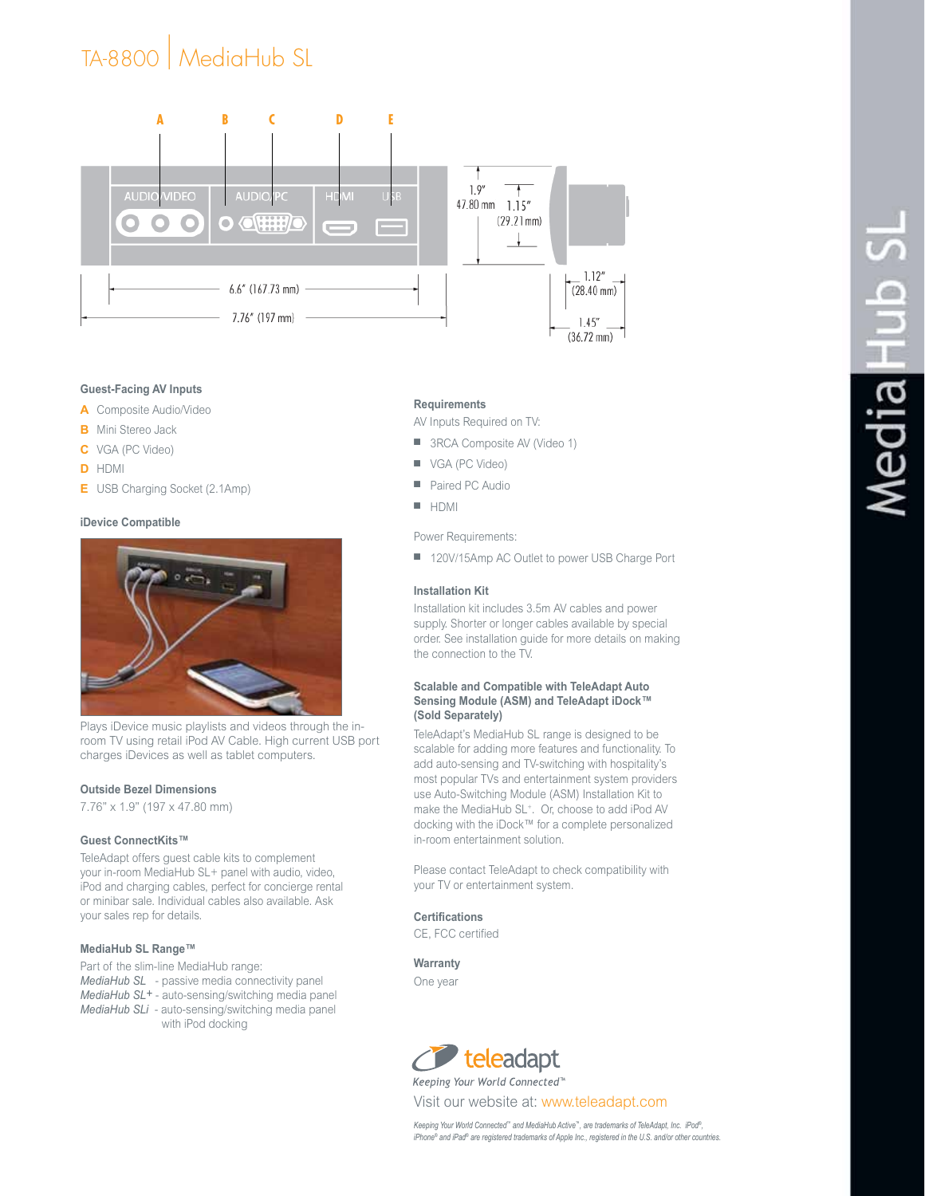# TA-8800 | MediaHub SL

A B C D E

AUDIO/VIDEO AUDIO/PC HDMI USB

6.6" (167.73 mm)

7.76" (197 mm)

1.9" 47.80 mm

1.15" (29.21 mm)

1.12" (28.40 mm)

1.45" (36.72 mm)

### Guest-Facing AV Inputs

- **A** Composite Audio/Video
- **B** Mini Stereo Jack
- **C** VGA (PC Video)
- **D** HDMI
- **E** USB Charging Socket (2.1Amp)

### iDevice Compatible

Plays iDevice music playlists and videos through the in-room TV using retail iPod AV Cable. High current USB port charges iDevices as well as tablet computers.

### Outside Bezel Dimensions

7.76" x 1.9" (197 x 47.80 mm)

### Guest ConnectKits™

TeleAdapt offers guest cable kits to complement your in-room MediaHub SL+ panel with audio, video, iPod and charging cables, perfect for concierge rental or minibar sale. Individual cables also available. Ask your sales rep for details.

### MediaHub SL Range™

Part of the slim-line MediaHub range:

*MediaHub SL* - passive media connectivity panel
*MediaHub SL+* - auto-sensing/switching media panel
*MediaHub SLi* - auto-sensing/switching media panel with iPod docking

### Requirements

AV Inputs Required on TV:

- 3RCA Composite AV (Video 1)
- VGA (PC Video)
- Paired PC Audio
- HDMI

Power Requirements:

- 120V/15Amp AC Outlet to power USB Charge Port

### Installation Kit

Installation kit includes 3.5m AV cables and power supply. Shorter or longer cables available by special order. See installation guide for more details on making the connection to the TV.

### Scalable and Compatible with TeleAdapt Auto Sensing Module (ASM) and TeleAdapt iDock™ (Sold Separately)

TeleAdapt's MediaHub SL range is designed to be scalable for adding more features and functionality. To add auto-sensing and TV-switching with hospitality's most popular TVs and entertainment system providers use Auto-Switching Module (ASM) Installation Kit to make the MediaHub SL+. Or, choose to add iPod AV docking with the iDock™ for a complete personalized in-room entertainment solution.

Please contact TeleAdapt to check compatibility with your TV or entertainment system.

### Certifications

CE, FCC certified

### Warranty

One year

teleadapt
*Keeping Your World Connected™*

Visit our website at: www.teleadapt.com

*Keeping Your World Connected™ and MediaHub Active™, are trademarks of TeleAdapt, Inc. iPod®, iPhone® and iPad® are registered trademarks of Apple Inc., registered in the U.S. and/or other countries.*

MediaHub SL